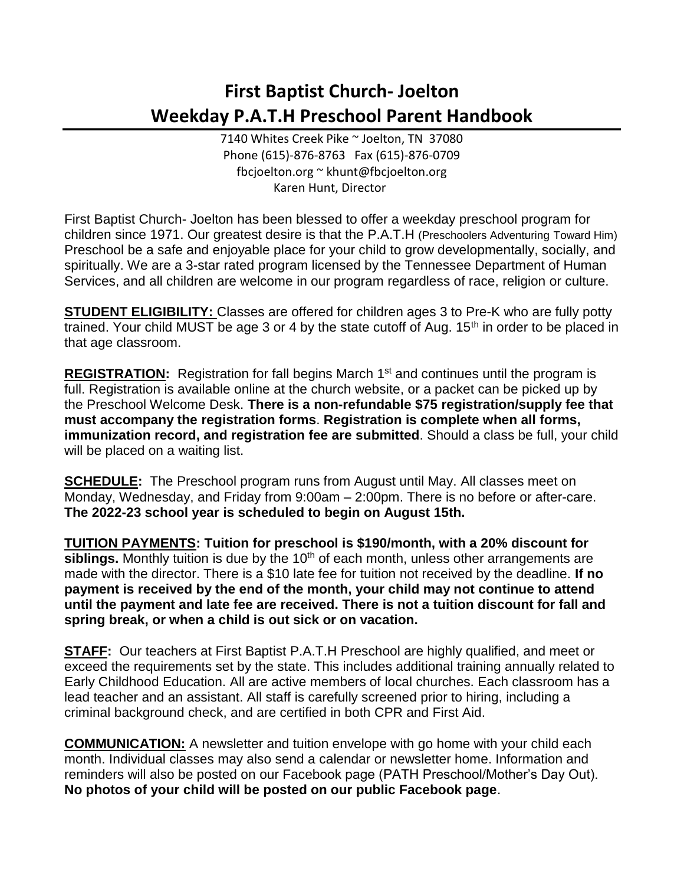# First Baptist Church- Joelton
# Weekday P.A.T.H Preschool Parent Handbook

7140 Whites Creek Pike ~ Joelton, TN 37080
Phone (615)-876-8763 Fax (615)-876-0709
fbcjoelton.org ~ khunt@fbcjoelton.org
Karen Hunt, Director

First Baptist Church- Joelton has been blessed to offer a weekday preschool program for children since 1971. Our greatest desire is that the P.A.T.H (Preschoolers Adventuring Toward Him) Preschool be a safe and enjoyable place for your child to grow developmentally, socially, and spiritually. We are a 3-star rated program licensed by the Tennessee Department of Human Services, and all children are welcome in our program regardless of race, religion or culture.

**STUDENT ELIGIBILITY:** Classes are offered for children ages 3 to Pre-K who are fully potty trained. Your child MUST be age 3 or 4 by the state cutoff of Aug. 15th in order to be placed in that age classroom.

**REGISTRATION:** Registration for fall begins March 1st and continues until the program is full. Registration is available online at the church website, or a packet can be picked up by the Preschool Welcome Desk. **There is a non-refundable $75 registration/supply fee that must accompany the registration forms**. **Registration is complete when all forms, immunization record, and registration fee are submitted**. Should a class be full, your child will be placed on a waiting list.

**SCHEDULE:** The Preschool program runs from August until May. All classes meet on Monday, Wednesday, and Friday from 9:00am – 2:00pm. There is no before or after-care. **The 2022-23 school year is scheduled to begin on August 15th.**

**TUITION PAYMENTS: Tuition for preschool is $190/month, with a 20% discount for siblings.** Monthly tuition is due by the 10th of each month, unless other arrangements are made with the director. There is a $10 late fee for tuition not received by the deadline. **If no payment is received by the end of the month, your child may not continue to attend until the payment and late fee are received. There is not a tuition discount for fall and spring break, or when a child is out sick or on vacation.**

**STAFF:** Our teachers at First Baptist P.A.T.H Preschool are highly qualified, and meet or exceed the requirements set by the state. This includes additional training annually related to Early Childhood Education. All are active members of local churches. Each classroom has a lead teacher and an assistant. All staff is carefully screened prior to hiring, including a criminal background check, and are certified in both CPR and First Aid.

**COMMUNICATION:** A newsletter and tuition envelope with go home with your child each month. Individual classes may also send a calendar or newsletter home. Information and reminders will also be posted on our Facebook page (PATH Preschool/Mother's Day Out). **No photos of your child will be posted on our public Facebook page**.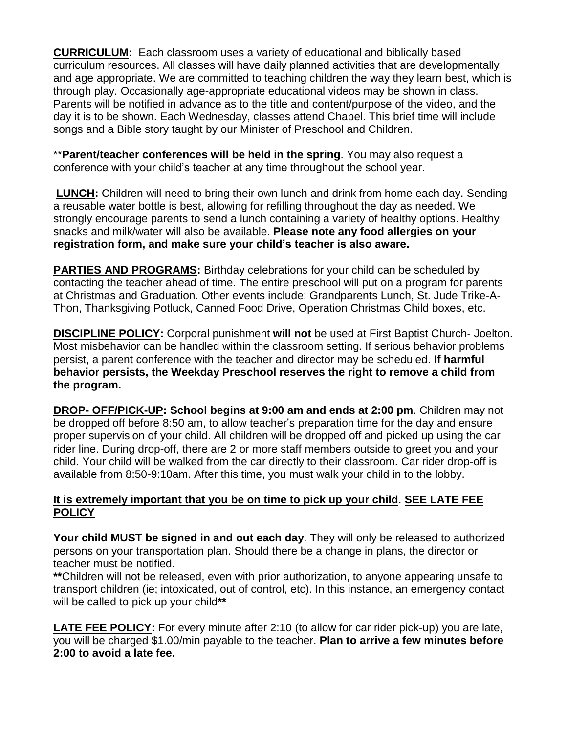**CURRICULUM:** Each classroom uses a variety of educational and biblically based curriculum resources. All classes will have daily planned activities that are developmentally and age appropriate. We are committed to teaching children the way they learn best, which is through play. Occasionally age-appropriate educational videos may be shown in class. Parents will be notified in advance as to the title and content/purpose of the video, and the day it is to be shown. Each Wednesday, classes attend Chapel. This brief time will include songs and a Bible story taught by our Minister of Preschool and Children.

\*\***Parent/teacher conferences will be held in the spring**. You may also request a conference with your child's teacher at any time throughout the school year.

**LUNCH:** Children will need to bring their own lunch and drink from home each day. Sending a reusable water bottle is best, allowing for refilling throughout the day as needed. We strongly encourage parents to send a lunch containing a variety of healthy options. Healthy snacks and milk/water will also be available. **Please note any food allergies on your registration form, and make sure your child's teacher is also aware.**

**PARTIES AND PROGRAMS:** Birthday celebrations for your child can be scheduled by contacting the teacher ahead of time. The entire preschool will put on a program for parents at Christmas and Graduation. Other events include: Grandparents Lunch, St. Jude Trike-A-Thon, Thanksgiving Potluck, Canned Food Drive, Operation Christmas Child boxes, etc.

**DISCIPLINE POLICY:** Corporal punishment **will not** be used at First Baptist Church- Joelton. Most misbehavior can be handled within the classroom setting. If serious behavior problems persist, a parent conference with the teacher and director may be scheduled. **If harmful behavior persists, the Weekday Preschool reserves the right to remove a child from the program.**

**DROP- OFF/PICK-UP: School begins at 9:00 am and ends at 2:00 pm**. Children may not be dropped off before 8:50 am, to allow teacher's preparation time for the day and ensure proper supervision of your child. All children will be dropped off and picked up using the car rider line. During drop-off, there are 2 or more staff members outside to greet you and your child. Your child will be walked from the car directly to their classroom. Car rider drop-off is available from 8:50-9:10am. After this time, you must walk your child in to the lobby.

**It is extremely important that you be on time to pick up your child**. **SEE LATE FEE POLICY**

**Your child MUST be signed in and out each day**. They will only be released to authorized persons on your transportation plan. Should there be a change in plans, the director or teacher must be notified.

**\*\***Children will not be released, even with prior authorization, to anyone appearing unsafe to transport children (ie; intoxicated, out of control, etc). In this instance, an emergency contact will be called to pick up your child**\*\***

**LATE FEE POLICY:** For every minute after 2:10 (to allow for car rider pick-up) you are late, you will be charged $1.00/min payable to the teacher. **Plan to arrive a few minutes before 2:00 to avoid a late fee.**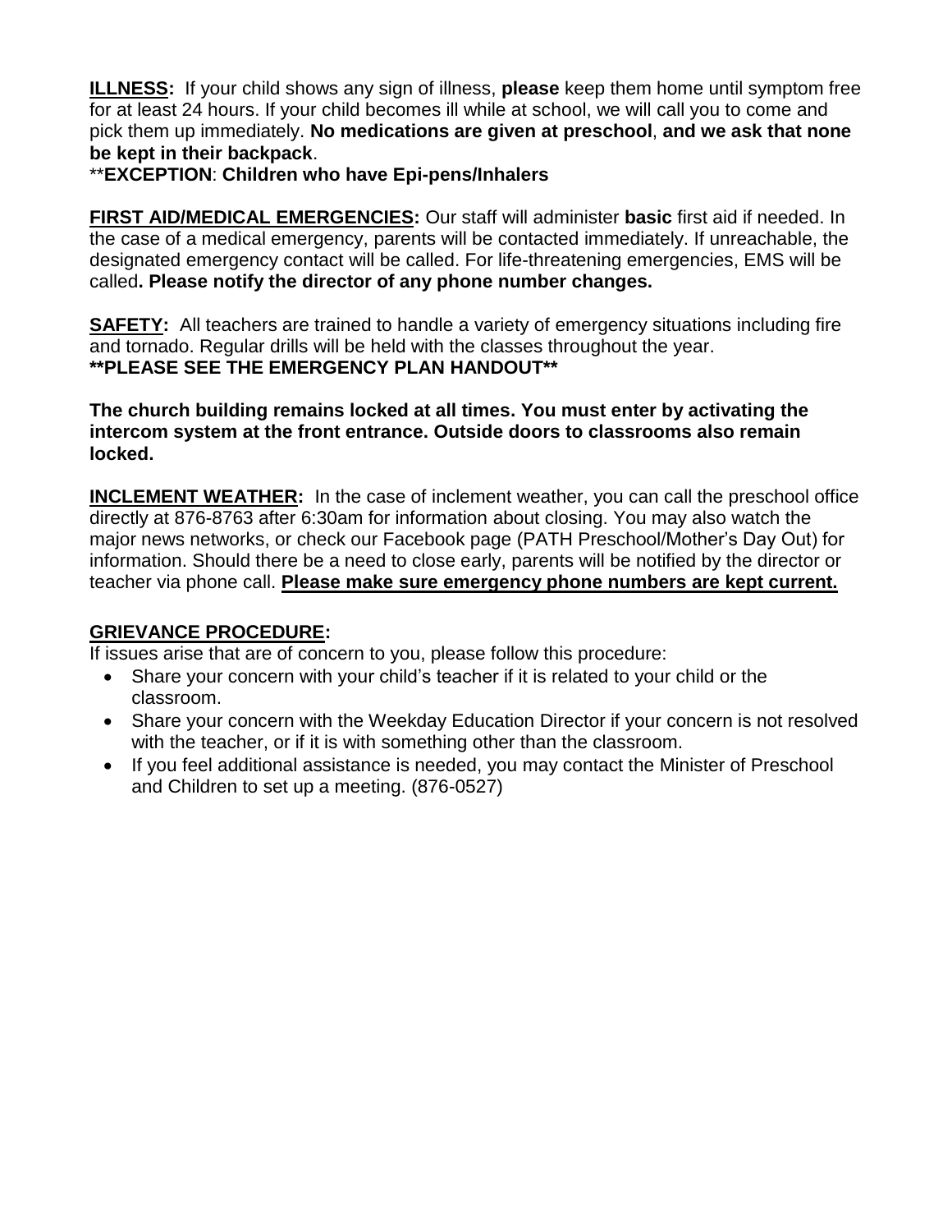**<u>ILLNESS</u>:** If your child shows any sign of illness, **please** keep them home until symptom free for at least 24 hours. If your child becomes ill while at school, we will call you to come and pick them up immediately. **No medications are given at preschool**, **and we ask that none be kept in their backpack**.
**EXCEPTION**: **Children who have Epi-pens/Inhalers**

**<u>FIRST AID/MEDICAL EMERGENCIES</u>:** Our staff will administer **basic** first aid if needed. In the case of a medical emergency, parents will be contacted immediately. If unreachable, the designated emergency contact will be called. For life-threatening emergencies, EMS will be called**. Please notify the director of any phone number changes.**

**<u>SAFETY</u>:** All teachers are trained to handle a variety of emergency situations including fire and tornado. Regular drills will be held with the classes throughout the year.
****PLEASE SEE THE EMERGENCY PLAN HANDOUT****

**The church building remains locked at all times. You must enter by activating the intercom system at the front entrance. Outside doors to classrooms also remain locked.**

**<u>INCLEMENT WEATHER</u>:** In the case of inclement weather, you can call the preschool office directly at 876-8763 after 6:30am for information about closing. You may also watch the major news networks, or check our Facebook page (PATH Preschool/Mother's Day Out) for information. Should there be a need to close early, parents will be notified by the director or teacher via phone call. **<u>Please make sure emergency phone numbers are kept current.</u>**

**<u>GRIEVANCE PROCEDURE</u>:**
If issues arise that are of concern to you, please follow this procedure:

- Share your concern with your child's teacher if it is related to your child or the classroom.
- Share your concern with the Weekday Education Director if your concern is not resolved with the teacher, or if it is with something other than the classroom.
- If you feel additional assistance is needed, you may contact the Minister of Preschool and Children to set up a meeting. (876-0527)